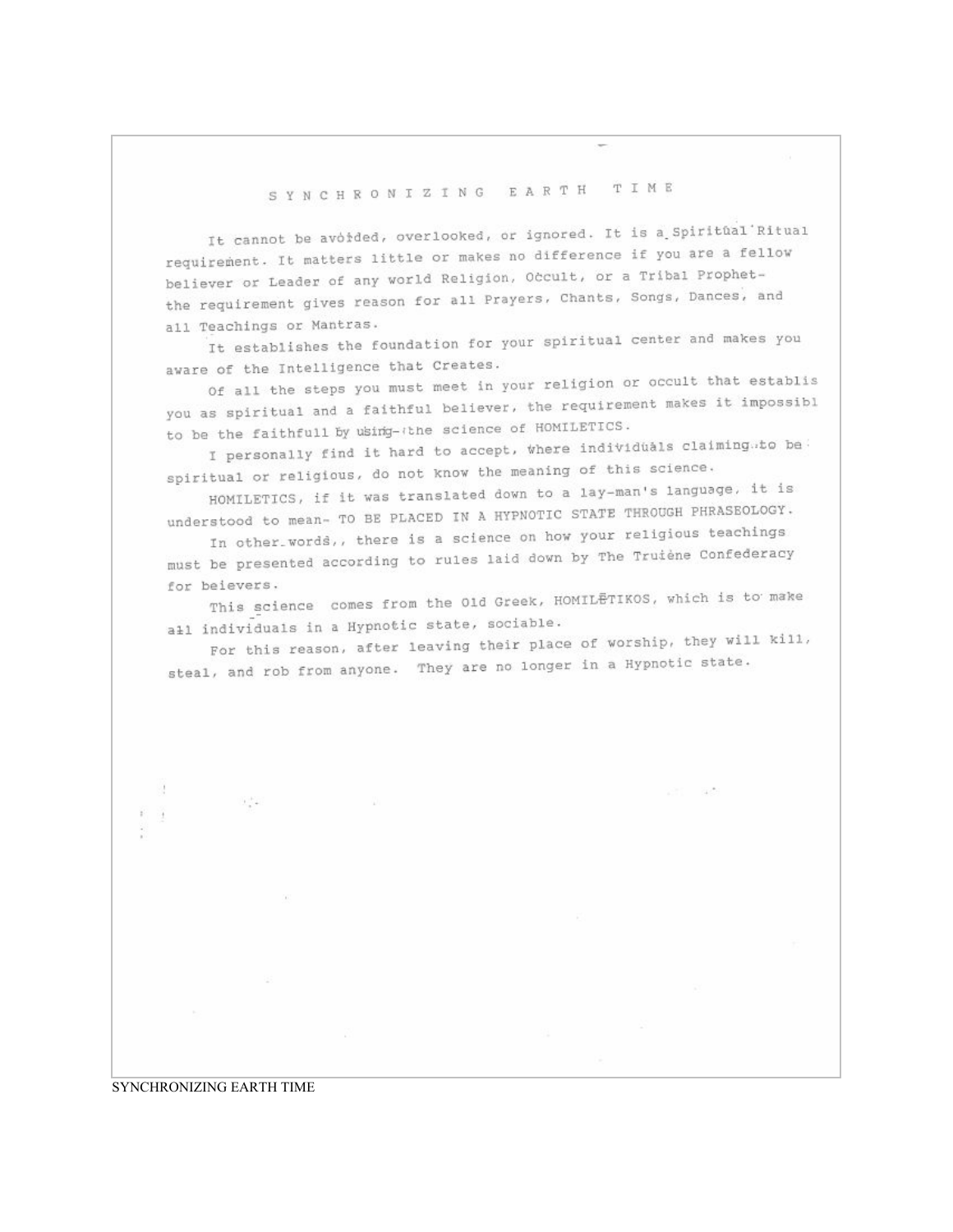# SYNCHRONIZING EARTH TIME

It cannot be avoided, overlooked, or ignored. It is a Spiritual Ritual requirement. It matters little or makes no difference if you are a fellow believer or Leader of any world Religion, Occult, or a Tribal Prophet- the requirement gives reason for all Prayers, Chants, Songs, Dances, and all Teachings or Mantras.

It establishes the foundation for your spiritual center and makes you aware of the Intelligence that Creates.

Of all the steps you must meet in your religion or occult that establis you as spiritual and a faithful believer, the requirement makes it impossibl to be the faithfull by using- the science of HOMILETICS.

I personally find it hard to accept, where individuals claiming to be spiritual or religious, do not know the meaning of this science.

HOMILETICS, if it was translated down to a lay-man's language, it is understood to mean- TO BE PLACED IN A HYPNOTIC STATE THROUGH PHRASEOLOGY.

In other words,, there is a science on how your religious teachings must be presented according to rules laid down by The Truiène Confederacy for beievers.

This science comes from the Old Greek, HOMILĒTIKOS, which is to make all individuals in a Hypnotic state, sociable.

For this reason, after leaving their place of worship, they will kill, steal, and rob from anyone. They are no longer in a Hypnotic state.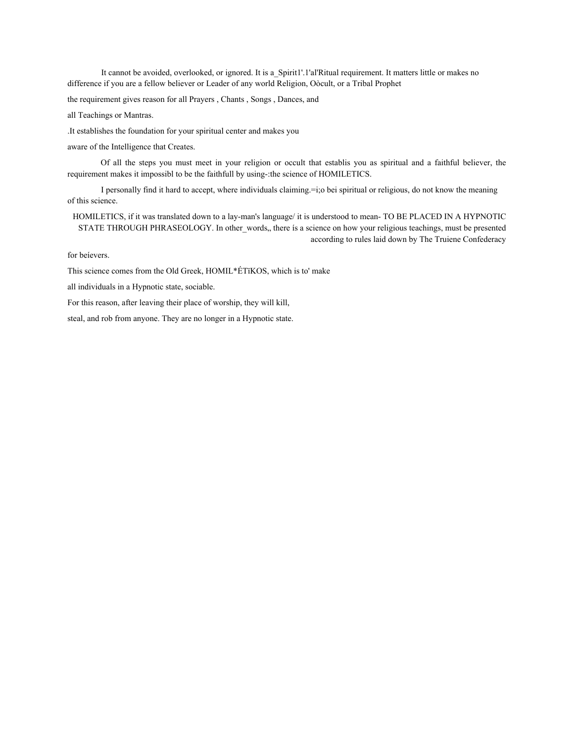It cannot be avoided, overlooked, or ignored. It is a_Spirit1'.1'al'Ritual requirement. It matters little or makes no difference if you are a fellow believer or Leader of any world Religion, Oòcult, or a Tribal Prophet

the requirement gives reason for all Prayers , Chants , Songs , Dances, and

all Teachings or Mantras.

.It establishes the foundation for your spiritual center and makes you

aware of the Intelligence that Creates.

Of all the steps you must meet in your religion or occult that establis you as spiritual and a faithful believer, the requirement makes it impossibl to be the faithfull by using-:the science of HOMILETICS.

I personally find it hard to accept, where individuals claiming.=i;o bei spiritual or religious, do not know the meaning of this science.

HOMILETICS, if it was translated down to a lay-man's language/ it is understood to mean- TO BE PLACED IN A HYPNOTIC STATE THROUGH PHRASEOLOGY. In other_words,, there ís a science on how your religious teachings, must be presented according to rules laid down by The Truiene Confederacy

for beíevers.

This science comes from the Old Greek, HOMIL*ÉTïKOS, which is to' make

all individuals in a Hypnotic state, sociable.

For this reason, after leaving their place of worship, they will kill,

steal, and rob from anyone. They are no longer in a Hypnotic state.